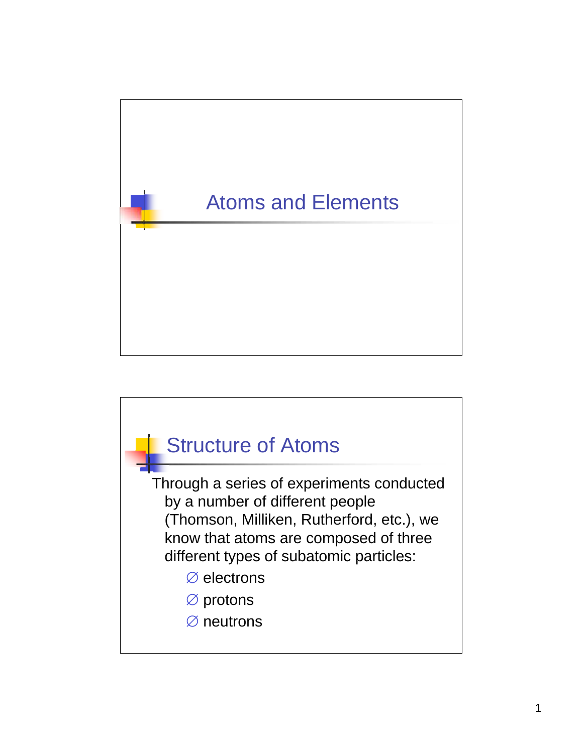# Atoms and Elements

## Structure of Atoms

Through a series of experiments conducted by a number of different people (Thomson, Milliken, Rutherford, etc.), we know that atoms are composed of three different types of subatomic particles:

- electrons
- protons
- neutrons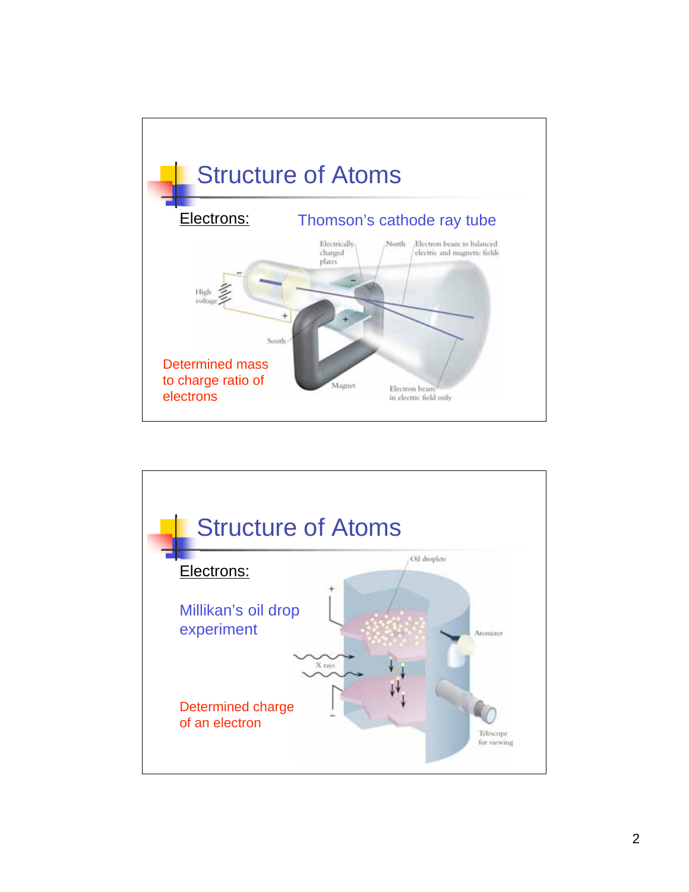## Structure of Atoms

Electrons:

Thomson's cathode ray tube

Electrically charged plates

North

Electron beam in balanced electric and magnetic fields

High voltage

South

Magnet

Electron beam in electric field only

Determined mass to charge ratio of electrons

## Structure of Atoms

Electrons:

Millikan's oil drop experiment

Oil droplets

Atomizer

X rays

Telescope for viewing

Determined charge of an electron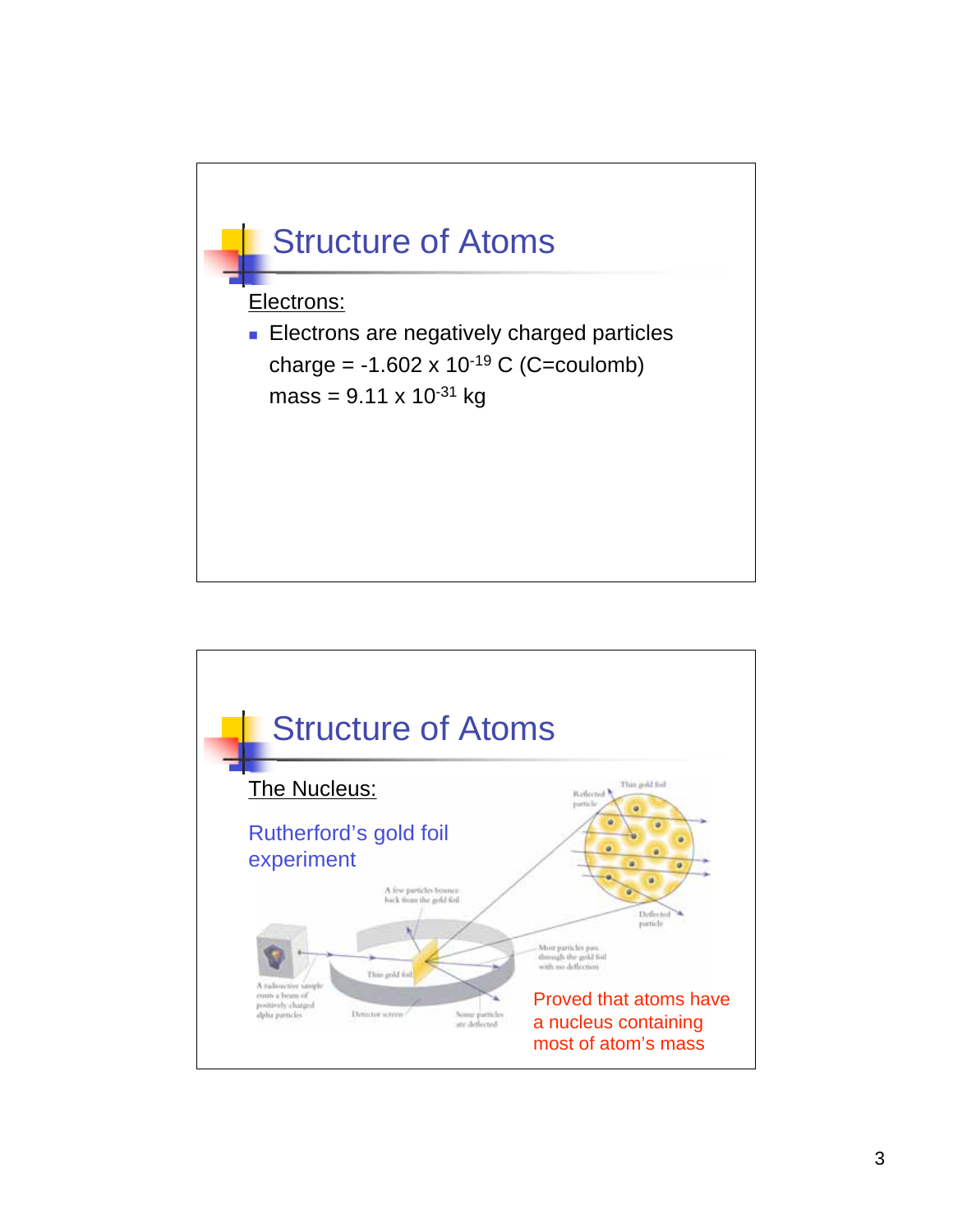## Structure of Atoms

Electrons:

- Electrons are negatively charged particles

  charge = $-1.602 \times 10^{-19}$ C (C=coulomb)

  mass = $9.11 \times 10^{-31}$ kg

## Structure of Atoms

The Nucleus:

Rutherford's gold foil experiment

Proved that atoms have a nucleus containing most of atom's mass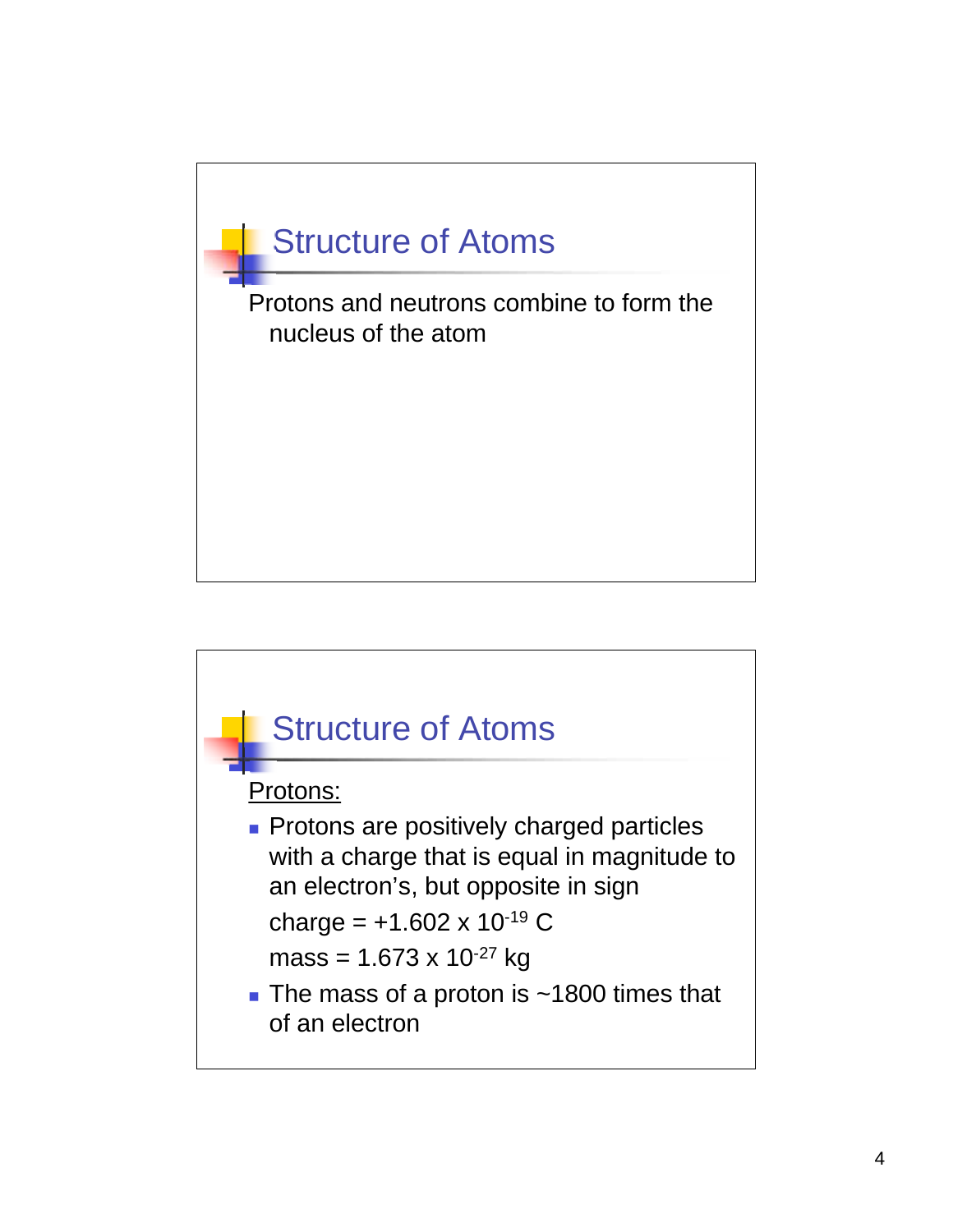## Structure of Atoms

Protons and neutrons combine to form the nucleus of the atom

## Structure of Atoms

Protons:

- Protons are positively charged particles with a charge that is equal in magnitude to an electron's, but opposite in sign

  charge = $+1.602 \times 10^{-19}$ C

  mass = $1.673 \times 10^{-27}$ kg
- The mass of a proton is ~1800 times that of an electron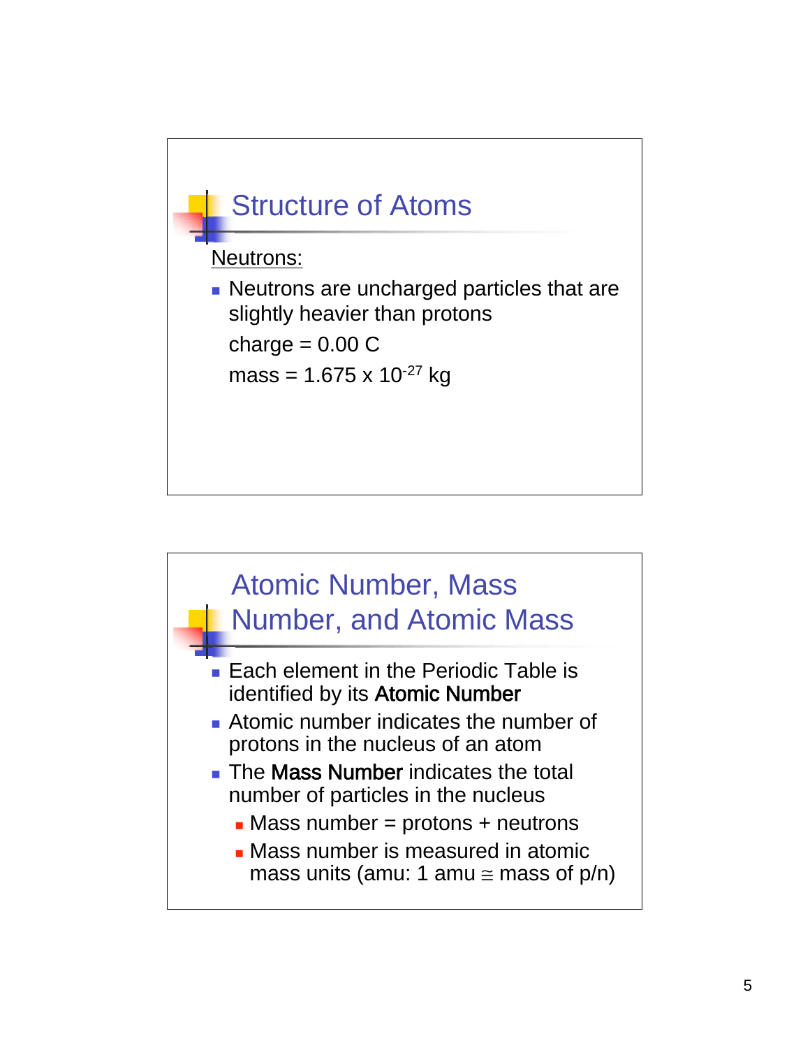## Structure of Atoms

Neutrons:

- Neutrons are uncharged particles that are slightly heavier than protons

  charge = 0.00 C

  mass = $1.675 \times 10^{-27}$ kg

## Atomic Number, Mass Number, and Atomic Mass

- Each element in the Periodic Table is identified by its **Atomic Number**
- Atomic number indicates the number of protons in the nucleus of an atom
- The **Mass Number** indicates the total number of particles in the nucleus
  - Mass number = protons + neutrons
  - Mass number is measured in atomic mass units (amu: 1 amu $\cong$ mass of p/n)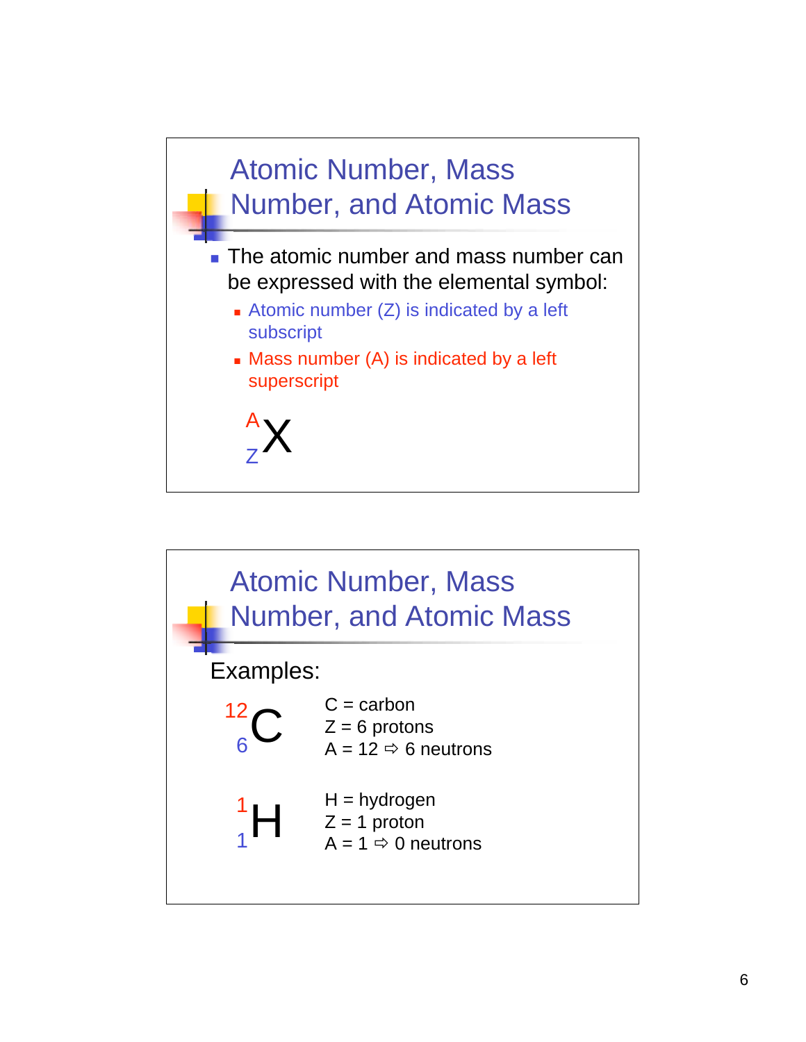## Atomic Number, Mass Number, and Atomic Mass

- The atomic number and mass number can be expressed with the elemental symbol:
  - Atomic number (Z) is indicated by a left subscript
  - Mass number (A) is indicated by a left superscript

$${}^{A}_{Z}X$$

## Atomic Number, Mass Number, and Atomic Mass

Examples:

$${}^{12}_{6}C$$

C = carbon
Z = 6 protons
A = 12 ⇨ 6 neutrons

$${}^{1}_{1}H$$

H = hydrogen
Z = 1 proton
A = 1 ⇨ 0 neutrons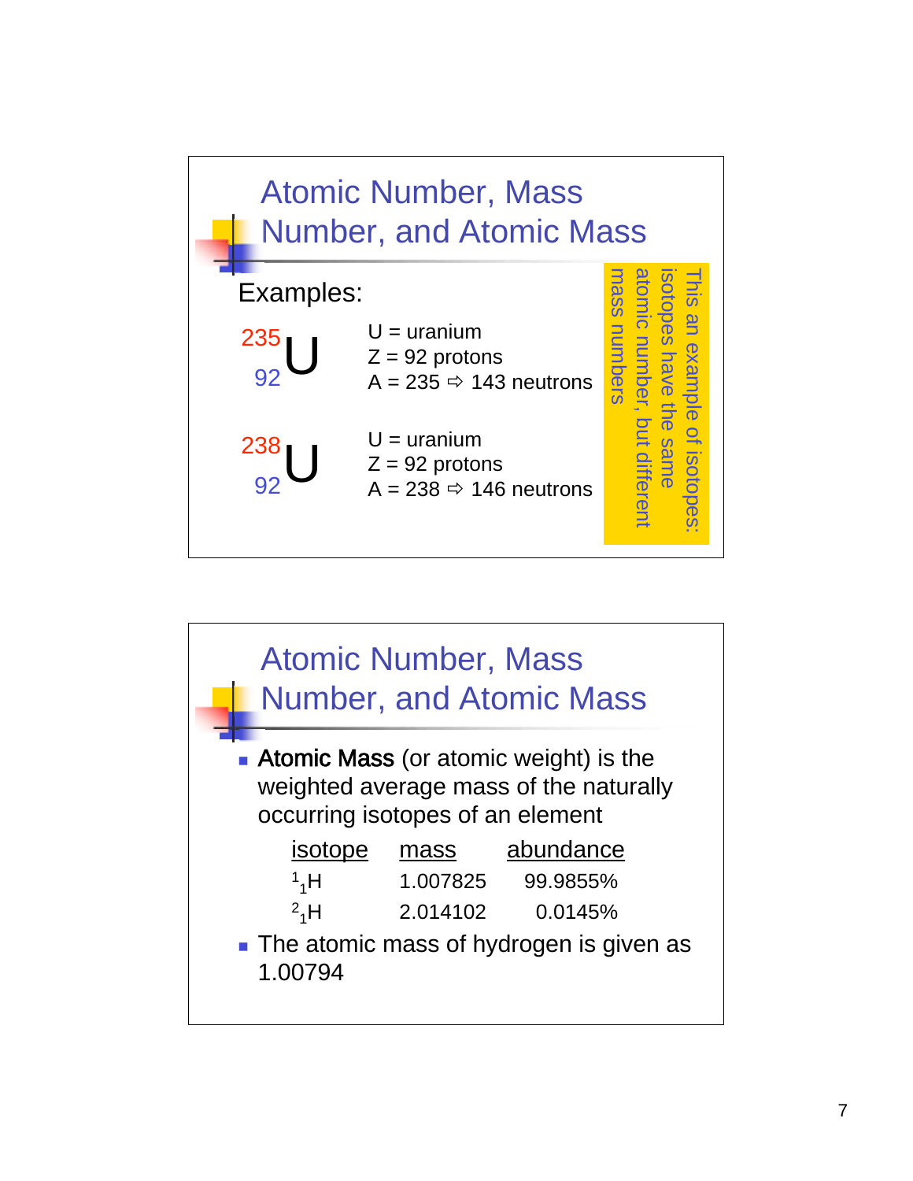## Atomic Number, Mass Number, and Atomic Mass

Examples:

$^{235}_{92}U$

U = uranium
Z = 92 protons
A = 235 ⇨ 143 neutrons

$^{238}_{92}U$

U = uranium
Z = 92 protons
A = 238 ⇨ 146 neutrons

This an example of isotopes: isotopes have the same atomic number, but different mass numbers

## Atomic Number, Mass Number, and Atomic Mass

- **Atomic Mass** (or atomic weight) is the weighted average mass of the naturally occurring isotopes of an element

| isotope | mass | abundance |
|---|---|---|
| $^{1}_{1}H$ | 1.007825 | 99.9855% |
| $^{2}_{1}H$ | 2.014102 | 0.0145% |

- The atomic mass of hydrogen is given as 1.00794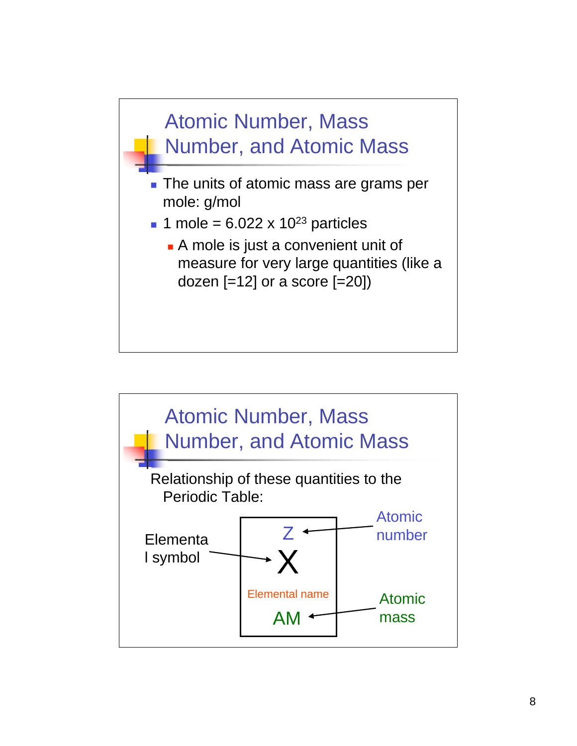## Atomic Number, Mass Number, and Atomic Mass

- The units of atomic mass are grams per mole: g/mol
- 1 mole = 6.022 x $10^{23}$ particles
  - A mole is just a convenient unit of measure for very large quantities (like a dozen [=12] or a score [=20])

## Atomic Number, Mass Number, and Atomic Mass

Relationship of these quantities to the Periodic Table:

Elemental symbol → X

Atomic number → Z

Elemental name

Atomic mass → AM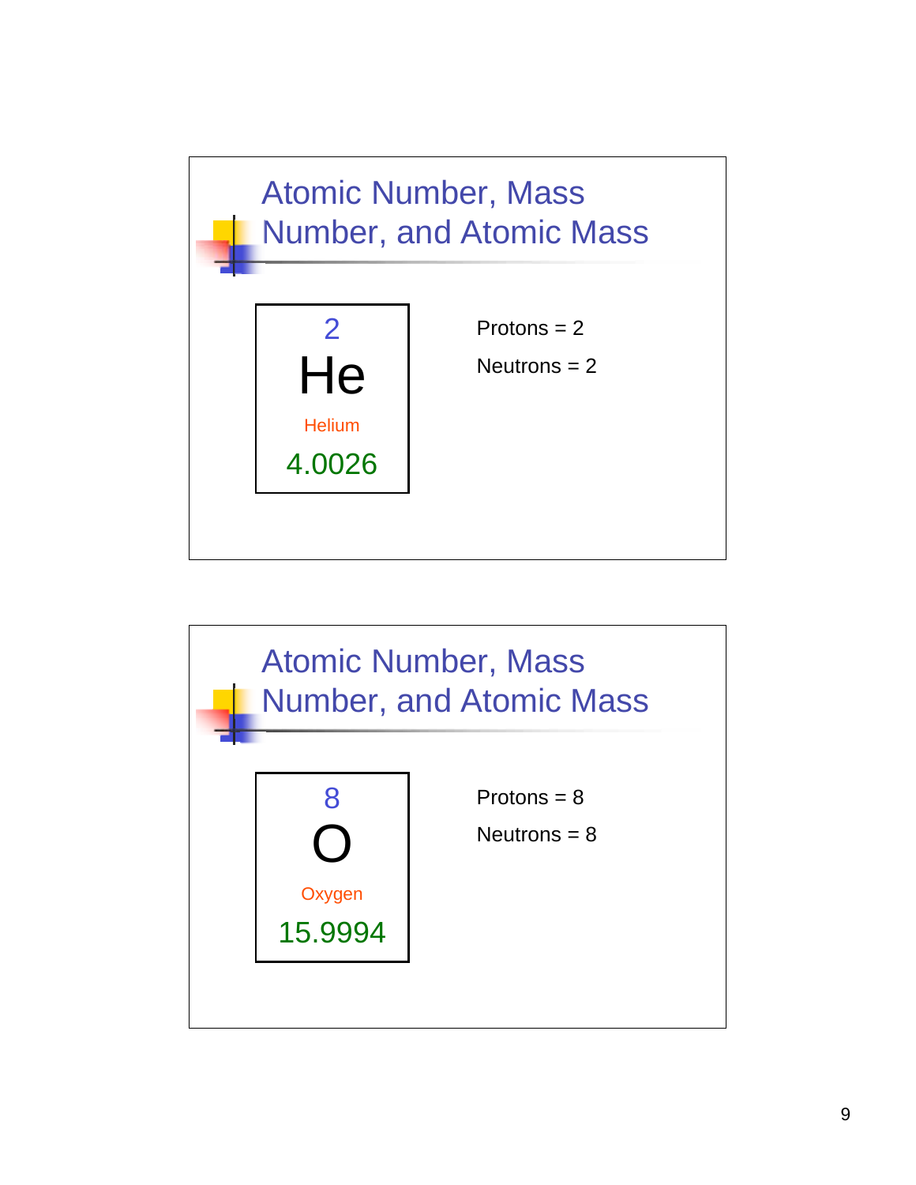## Atomic Number, Mass Number, and Atomic Mass

| 2 |
|---|
| He |
| Helium |
| 4.0026 |

Protons = 2

Neutrons = 2

## Atomic Number, Mass Number, and Atomic Mass

| 8 |
|---|
| O |
| Oxygen |
| 15.9994 |

Protons = 8

Neutrons = 8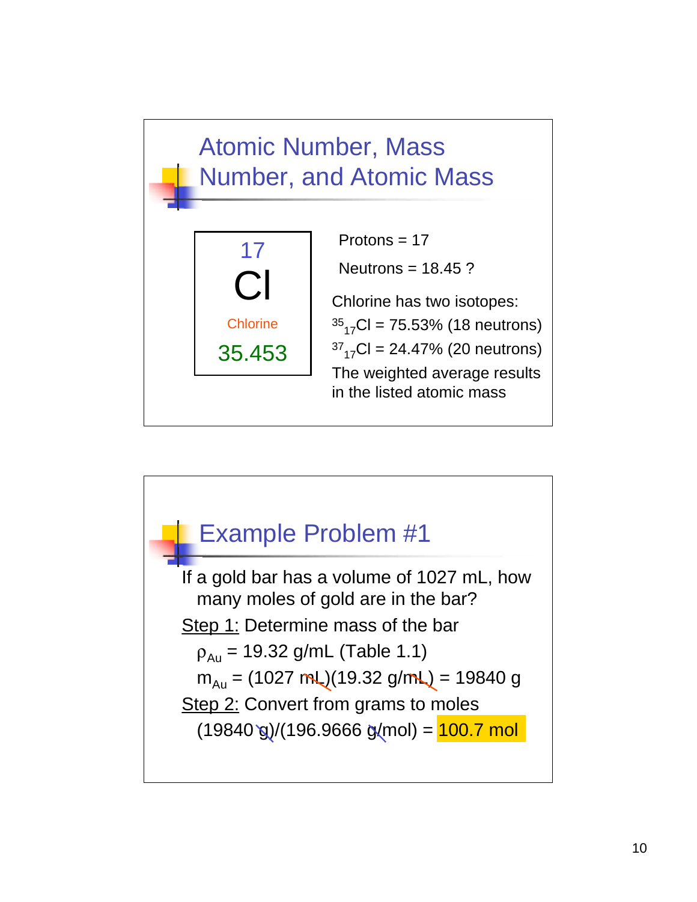## Atomic Number, Mass Number, and Atomic Mass

17
Cl
Chlorine
35.453

Protons = 17

Neutrons = 18.45 ?

Chlorine has two isotopes:

$^{35}_{17}Cl$ = 75.53% (18 neutrons)

$^{37}_{17}Cl$ = 24.47% (20 neutrons)

The weighted average results in the listed atomic mass

## Example Problem #1

If a gold bar has a volume of 1027 mL, how many moles of gold are in the bar?

Step 1: Determine mass of the bar

$\rho_{Au}$ = 19.32 g/mL (Table 1.1)

$m_{Au}$ = (1027 mL)(19.32 g/mL) = 19840 g

Step 2: Convert from grams to moles

(19840 g)/(196.9666 g/mol) = **100.7 mol**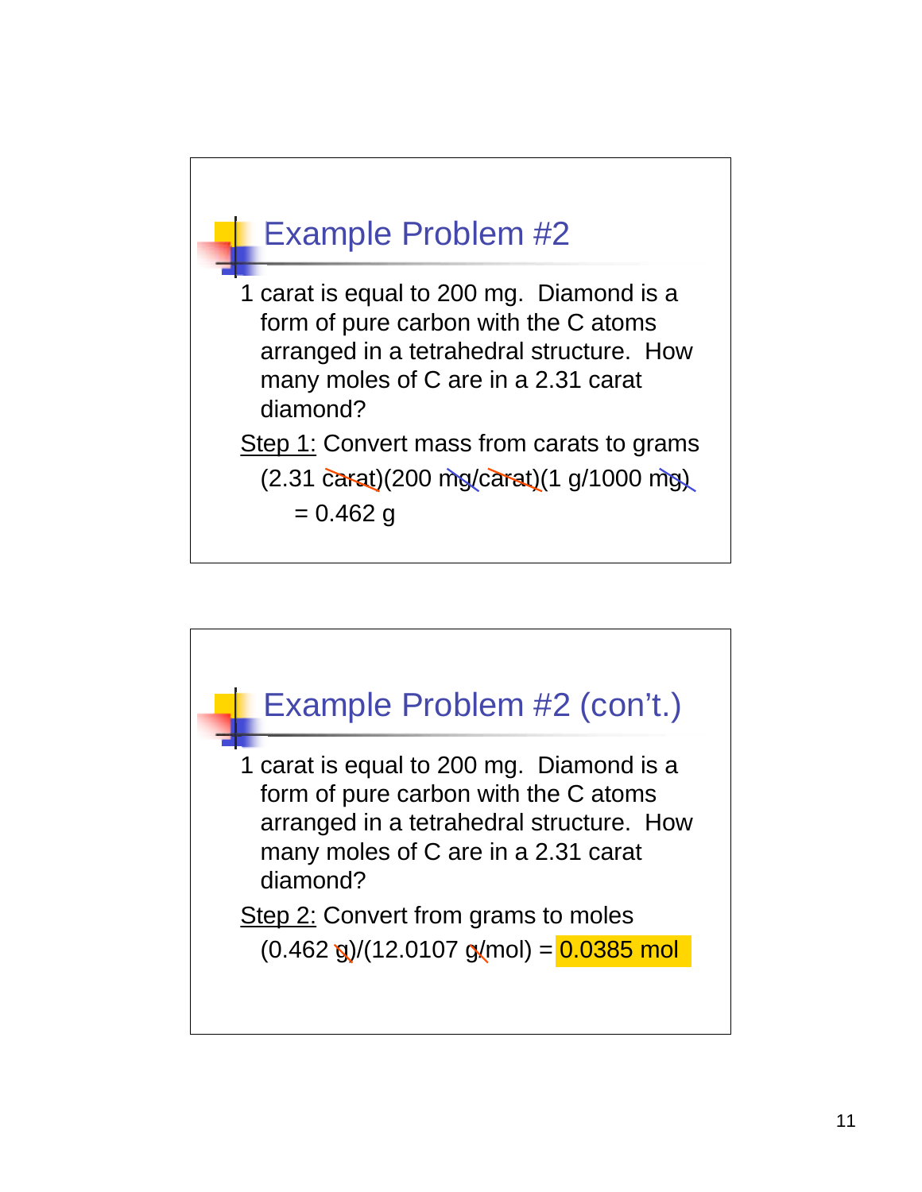## Example Problem #2

1 carat is equal to 200 mg. Diamond is a form of pure carbon with the C atoms arranged in a tetrahedral structure. How many moles of C are in a 2.31 carat diamond?

Step 1: Convert mass from carats to grams

(2.31 carat)(200 mg/carat)(1 g/1000 mg)

= 0.462 g

## Example Problem #2 (con't.)

1 carat is equal to 200 mg. Diamond is a form of pure carbon with the C atoms arranged in a tetrahedral structure. How many moles of C are in a 2.31 carat diamond?

Step 2: Convert from grams to moles

(0.462 g)/(12.0107 g/mol) = **0.0385 mol**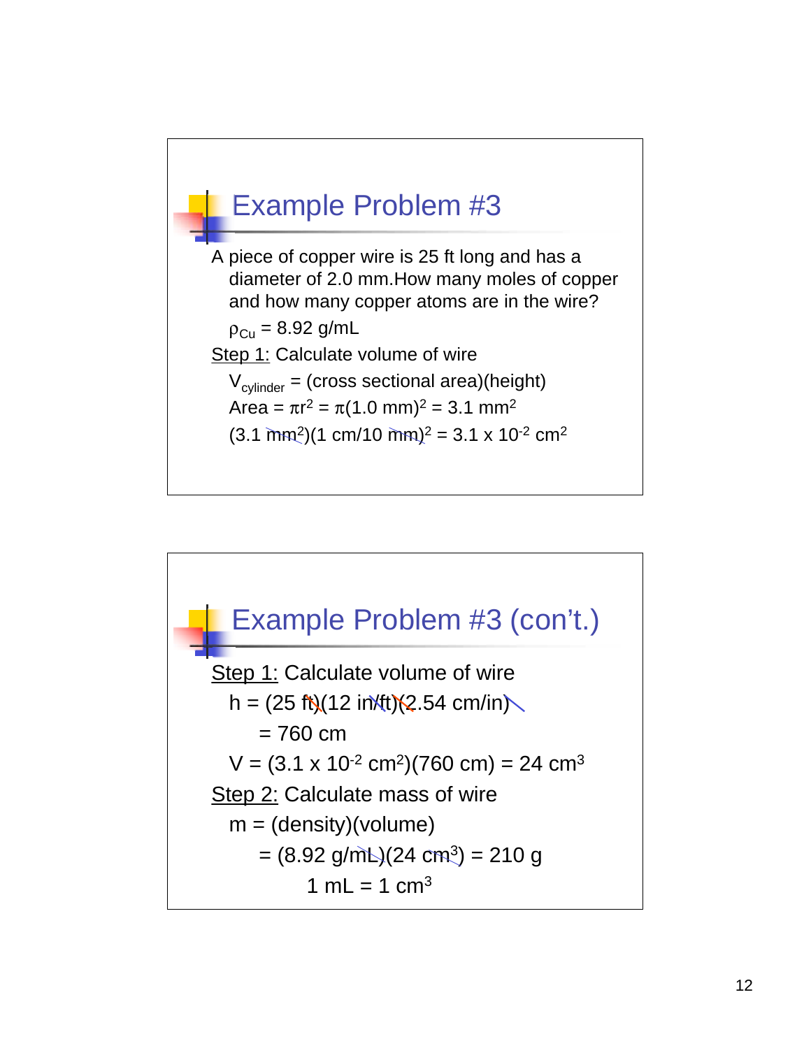## Example Problem #3

A piece of copper wire is 25 ft long and has a diameter of 2.0 mm.How many moles of copper and how many copper atoms are in the wire?

$\rho_{Cu}$ = 8.92 g/mL

Step 1: Calculate volume of wire

$V_{cylinder}$ = (cross sectional area)(height)

Area = $\pi r^2 = \pi(1.0 \text{ mm})^2 = 3.1 \text{ mm}^2$

$(3.1 \text{ mm}^2)(1 \text{ cm}/10 \text{ mm})^2 = 3.1 \times 10^{-2} \text{ cm}^2$

## Example Problem #3 (con't.)

Step 1: Calculate volume of wire

h = (25 ft)(12 in/ft)(2.54 cm/in)

= 760 cm

$V = (3.1 \times 10^{-2} \text{ cm}^2)(760 \text{ cm}) = 24 \text{ cm}^3$

Step 2: Calculate mass of wire

m = (density)(volume)

$= (8.92 \text{ g/mL})(24 \text{ cm}^3) = 210 \text{ g}$

$1 \text{ mL} = 1 \text{ cm}^3$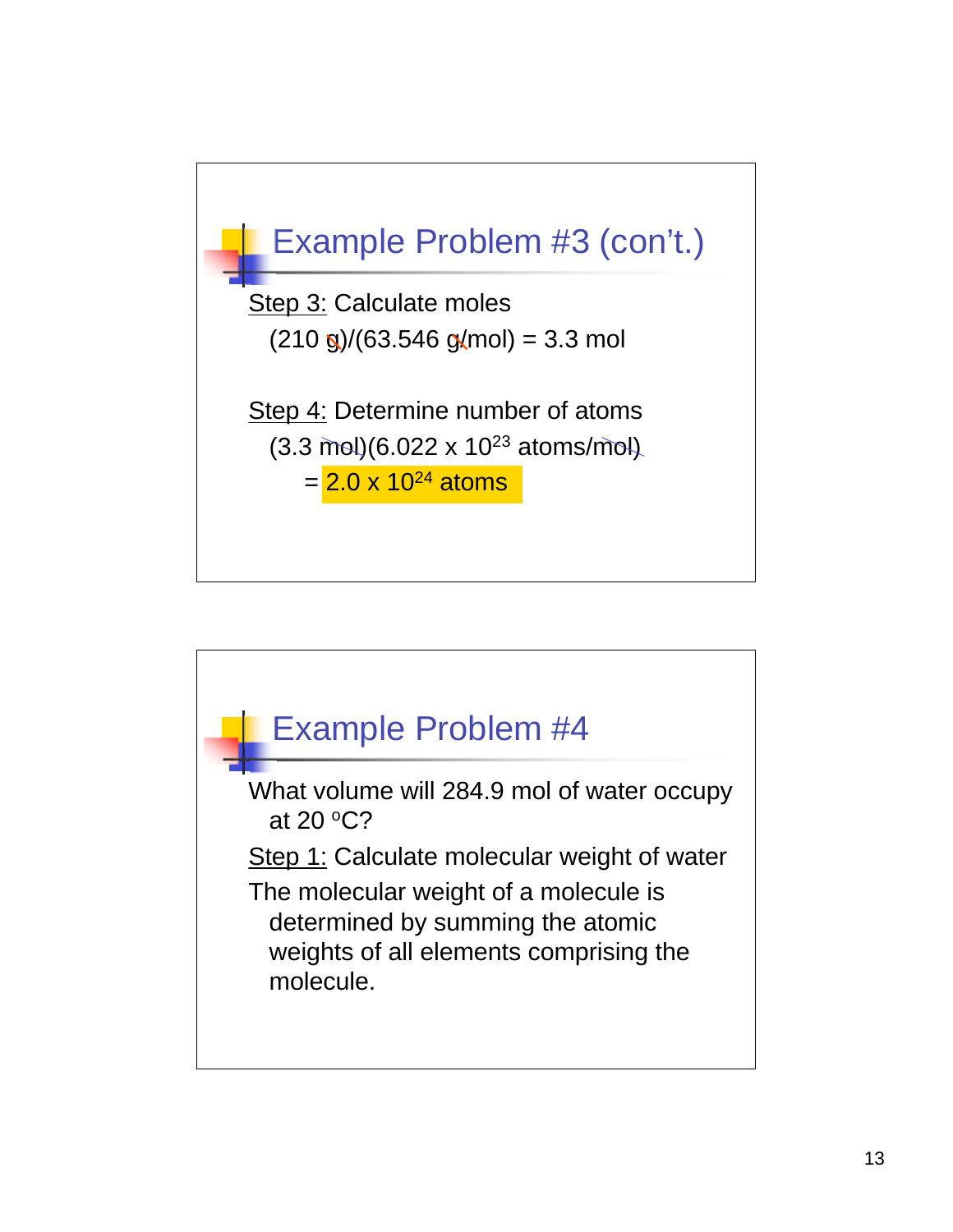## Example Problem #3 (con't.)

Step 3: Calculate moles

(210 g)/(63.546 g/mol) = 3.3 mol

Step 4: Determine number of atoms

(3.3 mol)(6.022 x $10^{23}$ atoms/mol)

= 2.0 x $10^{24}$ atoms

## Example Problem #4

What volume will 284.9 mol of water occupy at 20 $^{o}$C?

Step 1: Calculate molecular weight of water

The molecular weight of a molecule is determined by summing the atomic weights of all elements comprising the molecule.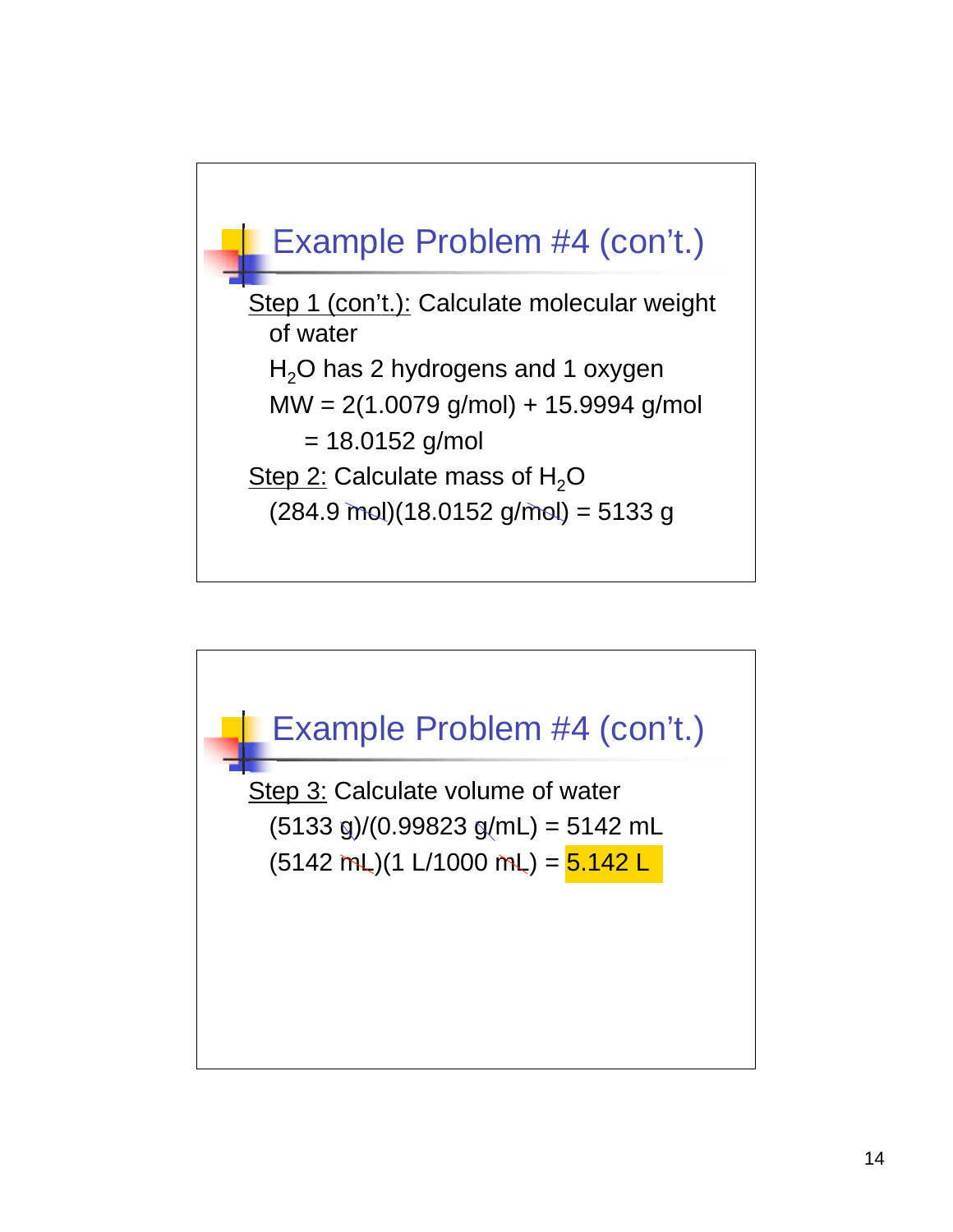## Example Problem #4 (con't.)

Step 1 (con't.): Calculate molecular weight of water

$H_2O$ has 2 hydrogens and 1 oxygen

MW = 2(1.0079 g/mol) + 15.9994 g/mol

= 18.0152 g/mol

Step 2: Calculate mass of $H_2O$

(284.9 mol)(18.0152 g/mol) = 5133 g

## Example Problem #4 (con't.)

Step 3: Calculate volume of water

(5133 g)/(0.99823 g/mL) = 5142 mL

(5142 mL)(1 L/1000 mL) = **5.142 L**